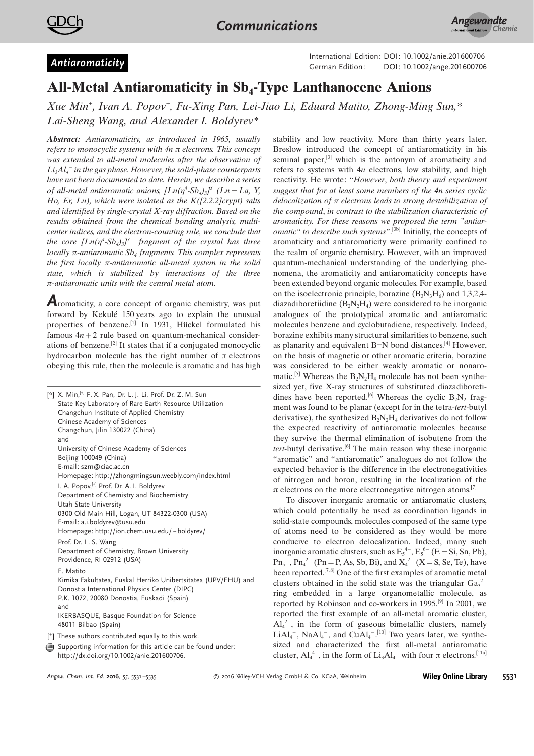*Antiaromaticity*

# All-Metal Antiaromaticity in $Sb_4$-Type Lanthanocene Anions

*Xue Min[+], Ivan A. Popov[+], Fu-Xing Pan, Lei-Jiao Li, Eduard Matito, Zhong-Ming Sun,\* Lai-Sheng Wang, and Alexander I. Boldyrev\**

***Abstract:** Antiaromaticity, as introduced in 1965, usually refers to monocyclic systems with 4n π electrons. This concept was extended to all-metal molecules after the observation of $Li_3Al_4^-$ in the gas phase. However, the solid-phase counterparts have not been documented to date. Herein, we describe a series of all-metal antiaromatic anions, $[Ln(\eta^4\text{-}Sb_4)_3]^{3-}$ (Ln = La, Y, Ho, Er, Lu), which were isolated as the K([2.2.2]crypt) salts and identified by single-crystal X-ray diffraction. Based on the results obtained from the chemical bonding analysis, multicenter indices, and the electron-counting rule, we conclude that the core $[Ln(\eta^4\text{-}Sb_4)_3]^{3-}$ fragment of the crystal has three locally π-antiaromatic $Sb_4$ fragments. This complex represents the first locally π-antiaromatic all-metal system in the solid state, which is stabilized by interactions of the three π-antiaromatic units with the central metal atom.*

**A**romaticity, a core concept of organic chemistry, was put forward by Kekulé 150 years ago to explain the unusual properties of benzene.[1] In 1931, Hückel formulated his famous $4n+2$ rule based on quantum-mechanical considerations of benzene.[2] It states that if a conjugated monocyclic hydrocarbon molecule has the right number of π electrons obeying this rule, then the molecule is aromatic and has high stability and low reactivity. More than thirty years later, Breslow introduced the concept of antiaromaticity in his seminal paper,[3] which is the antonym of aromaticity and refers to systems with 4*n* electrons, low stability, and high reactivity. He wrote: "*However, both theory and experiment suggest that for at least some members of the 4n series cyclic delocalization of π electrons leads to strong destabilization of the compound, in contrast to the stabilization characteristic of aromaticity. For these reasons we proposed the term "antiaromatic" to describe such systems*".[3b] Initially, the concepts of aromaticity and antiaromaticity were primarily confined to the realm of organic chemistry. However, with an improved quantum-mechanical understanding of the underlying phenomena, the aromaticity and antiaromaticity concepts have been extended beyond organic molecules. For example, based on the isoelectronic principle, borazine ($B_3N_3H_6$) and 1,3,2,4-diazadiboretiidine ($B_2N_2H_4$) were considered to be inorganic analogues of the prototypical aromatic and antiaromatic molecules benzene and cyclobutadiene, respectively. Indeed, borazine exhibits many structural similarities to benzene, such as planarity and equivalent B–N bond distances.[4] However, on the basis of magnetic or other aromatic criteria, borazine was considered to be either weakly aromatic or nonaromatic.[5] Whereas the $B_2N_2H_4$ molecule has not been synthesized yet, five X-ray structures of substituted diazadiboretidines have been reported.[6] Whereas the cyclic $B_2N_2$ fragment was found to be planar (except for in the tetra-*tert*-butyl derivative), the synthesized $B_2N_2H_4$ derivatives do not follow the expected reactivity of antiaromatic molecules because they survive the thermal elimination of isobutene from the *tert*-butyl derivative.[6] The main reason why these inorganic "aromatic" and "antiaromatic" analogues do not follow the expected behavior is the difference in the electronegativities of nitrogen and boron, resulting in the localization of the π electrons on the more electronegative nitrogen atoms.[7]

To discover inorganic aromatic or antiaromatic clusters, which could potentially be used as coordination ligands in solid-state compounds, molecules composed of the same type of atoms need to be considered as they would be more conducive to electron delocalization. Indeed, many such inorganic aromatic clusters, such as $E_5^{4-}$, $E_5^{6-}$ (E = Si, Sn, Pb), $Pn_5^-$, $Pn_4^{2-}$ (Pn = P, As, Sb, Bi), and $X_4^{2+}$ (X = S, Se, Te), have been reported.[7,8] One of the first examples of aromatic metal clusters obtained in the solid state was the triangular $Ga_3^{2-}$ ring embedded in a large organometallic molecule, as reported by Robinson and co-workers in 1995.[9] In 2001, we reported the first example of an all-metal aromatic cluster, $Al_4^{2-}$, in the form of gaseous bimetallic clusters, namely $LiAl_4^-$, $NaAl_4^-$, and $CuAl_4^-$.[10] Two years later, we synthesized and characterized the first all-metal antiaromatic cluster, $Al_4^{4-}$, in the form of $Li_3Al_4^-$ with four π electrons.[11a]

---

[\*] X. Min,[+] F. X. Pan, Dr. L. J. Li, Prof. Dr. Z. M. Sun
State Key Laboratory of Rare Earth Resource Utilization
Changchun Institute of Applied Chemistry
Chinese Academy of Sciences
Changchun, Jilin 130022 (China)
and
University of Chinese Academy of Sciences
Beijing 100049 (China)
E-mail: szm@ciac.ac.cn
Homepage: http://zhongmingsun.weebly.com/index.html

I. A. Popov,[+] Prof. Dr. A. I. Boldyrev
Department of Chemistry and Biochemistry
Utah State University
0300 Old Main Hill, Logan, UT 84322-0300 (USA)
E-mail: a.i.boldyrev@usu.edu
Homepage: http://ion.chem.usu.edu/~boldyrev/

Prof. Dr. L. S. Wang
Department of Chemistry, Brown University
Providence, RI 02912 (USA)

E. Matito
Kimika Fakultatea, Euskal Herriko Unibertsitatea (UPV/EHU) and
Donostia International Physics Center (DIPC)
P.K. 1072, 20080 Donostia, Euskadi (Spain)
and
IKERBASQUE, Basque Foundation for Science
48011 Bilbao (Spain)

[+] These authors contributed equally to this work.

Supporting information for this article can be found under: http://dx.doi.org/10.1002/anie.201600706.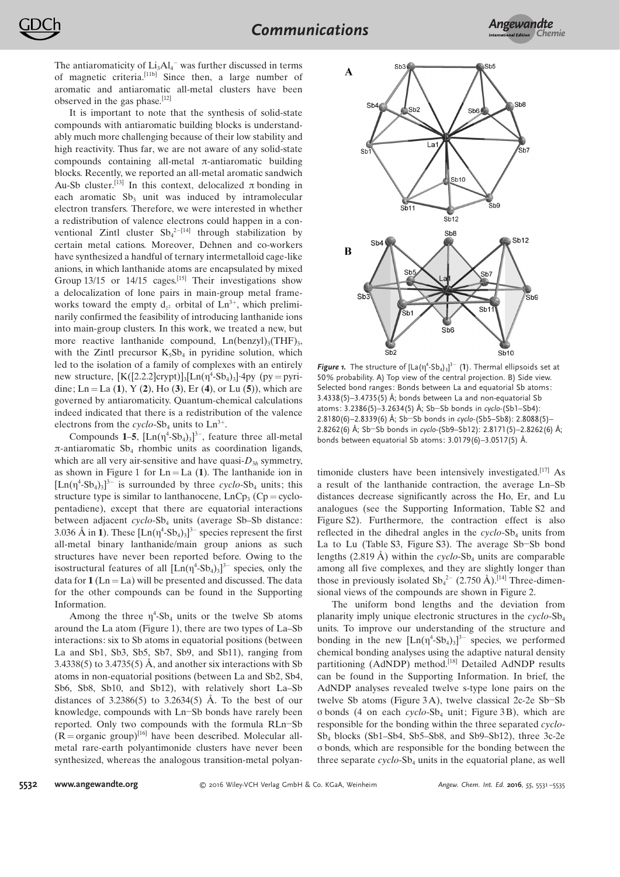The antiaromaticity of $Li_3Al_4^-$ was further discussed in terms of magnetic criteria.[11b] Since then, a large number of aromatic and antiaromatic all-metal clusters have been observed in the gas phase.[12]

It is important to note that the synthesis of solid-state compounds with antiaromatic building blocks is understandably much more challenging because of their low stability and high reactivity. Thus far, we are not aware of any solid-state compounds containing all-metal π-antiaromatic building blocks. Recently, we reported an all-metal aromatic sandwich Au-Sb cluster.[13] In this context, delocalized π bonding in each aromatic $Sb_3$ unit was induced by intramolecular electron transfers. Therefore, we were interested in whether a redistribution of valence electrons could happen in a conventional Zintl cluster $Sb_4^{2-}$[14] through stabilization by certain metal cations. Moreover, Dehnen and co-workers have synthesized a handful of ternary intermetalloid cage-like anions, in which lanthanide atoms are encapsulated by mixed Group 13/15 or 14/15 cages.[15] Their investigations show a delocalization of lone pairs in main-group metal frameworks toward the empty $d_{z^2}$ orbital of $Ln^{3+}$, which preliminarily confirmed the feasibility of introducing lanthanide ions into main-group clusters. In this work, we treated a new, but more reactive lanthanide compound, $Ln(benzyl)_3(THF)_3$, with the Zintl precursor $K_5Sb_4$ in pyridine solution, which led to the isolation of a family of complexes with an entirely new structure, $[K([2.2.2]crypt)]_3[Ln(\eta^4\text{-}Sb_4)_3]\cdot 4py$ (py = pyridine; Ln = La (**1**), Y (**2**), Ho (**3**), Er (**4**), or Lu (**5**)), which are governed by antiaromaticity. Quantum-chemical calculations indeed indicated that there is a redistribution of the valence electrons from the *cyclo*-$Sb_4$ units to $Ln^{3+}$.

Compounds **1**–**5**, $[Ln(\eta^4\text{-}Sb_4)_3]^{3-}$, feature three all-metal π-antiaromatic $Sb_4$ rhombic units as coordination ligands, which are all very air-sensitive and have quasi-$D_{3h}$ symmetry, as shown in Figure 1 for Ln = La (**1**). The lanthanide ion in $[Ln(\eta^4\text{-}Sb_4)_3]^{3-}$ is surrounded by three *cyclo*-$Sb_4$ units; this structure type is similar to lanthanocene, $LnCp_3$ (Cp = cyclopentadiene), except that there are equatorial interactions between adjacent *cyclo*-$Sb_4$ units (average Sb–Sb distance: 3.036 Å in **1**). These $[Ln(\eta^4\text{-}Sb_4)_3]^{3-}$ species represent the first all-metal binary lanthanide/main group anions as such structures have never been reported before. Owing to the isostructural features of all $[Ln(\eta^4\text{-}Sb_4)_3]^{3-}$ species, only the data for **1** (Ln = La) will be presented and discussed. The data for the other compounds can be found in the Supporting Information.

Among the three $\eta^4$-$Sb_4$ units or the twelve Sb atoms around the La atom (Figure 1), there are two types of La–Sb interactions: six to Sb atoms in equatorial positions (between La and Sb1, Sb3, Sb5, Sb7, Sb9, and Sb11), ranging from 3.4338(5) to 3.4735(5) Å, and another six interactions with Sb atoms in non-equatorial positions (between La and Sb2, Sb4, Sb6, Sb8, Sb10, and Sb12), with relatively short La–Sb distances of 3.2386(5) to 3.2634(5) Å. To the best of our knowledge, compounds with Ln–Sb bonds have rarely been reported. Only two compounds with the formula RLn–Sb (R = organic group)[16] have been described. Molecular all-metal rare-earth polyantimonide clusters have never been synthesized, whereas the analogous transition-metal polyantimonide clusters have been intensively investigated.[17] As a result of the lanthanide contraction, the average Ln–Sb distances decrease significantly across the Ho, Er, and Lu analogues (see the Supporting Information, Table S2 and Figure S2). Furthermore, the contraction effect is also reflected in the dihedral angles in the *cyclo*-$Sb_4$ units from La to Lu (Table S3, Figure S3). The average Sb–Sb bond lengths (2.819 Å) within the *cyclo*-$Sb_4$ units are comparable among all five complexes, and they are slightly longer than those in previously isolated $Sb_4^{2-}$ (2.750 Å).[14] Three-dimensional views of the compounds are shown in Figure 2.

**Figure 1.** The structure of $[La(\eta^4\text{-}Sb_4)_3]^{3-}$ (**1**). Thermal ellipsoids set at 50% probability. A) Top view of the central projection. B) Side view. Selected bond ranges: Bonds between La and equatorial Sb atoms: 3.4338(5)–3.4735(5) Å; bonds between La and non-equatorial Sb atoms: 3.2386(5)–3.2634(5) Å; Sb–Sb bonds in *cyclo*-(Sb1–Sb4): 2.8180(6)–2.8339(6) Å; Sb–Sb bonds in *cyclo*-(Sb5–Sb8): 2.8088(5)–2.8262(6) Å; Sb–Sb bonds in *cyclo*-(Sb9–Sb12): 2.8171(5)–2.8262(6) Å; bonds between equatorial Sb atoms: 3.0179(6)–3.0517(5) Å.

The uniform bond lengths and the deviation from planarity imply unique electronic structures in the *cyclo*-$Sb_4$ units. To improve our understanding of the structure and bonding in the new $[Ln(\eta^4\text{-}Sb_4)_3]^{3-}$ species, we performed chemical bonding analyses using the adaptive natural density partitioning (AdNDP) method.[18] Detailed AdNDP results can be found in the Supporting Information. In brief, the AdNDP analyses revealed twelve s-type lone pairs on the twelve Sb atoms (Figure 3A), twelve classical 2c-2e Sb–Sb σ bonds (4 on each *cyclo*-$Sb_4$ unit; Figure 3B), which are responsible for the bonding within the three separated *cyclo*-$Sb_4$ blocks (Sb1–Sb4, Sb5–Sb8, and Sb9–Sb12), three 3c-2e σ bonds, which are responsible for the bonding between the three separate *cyclo*-$Sb_4$ units in the equatorial plane, as well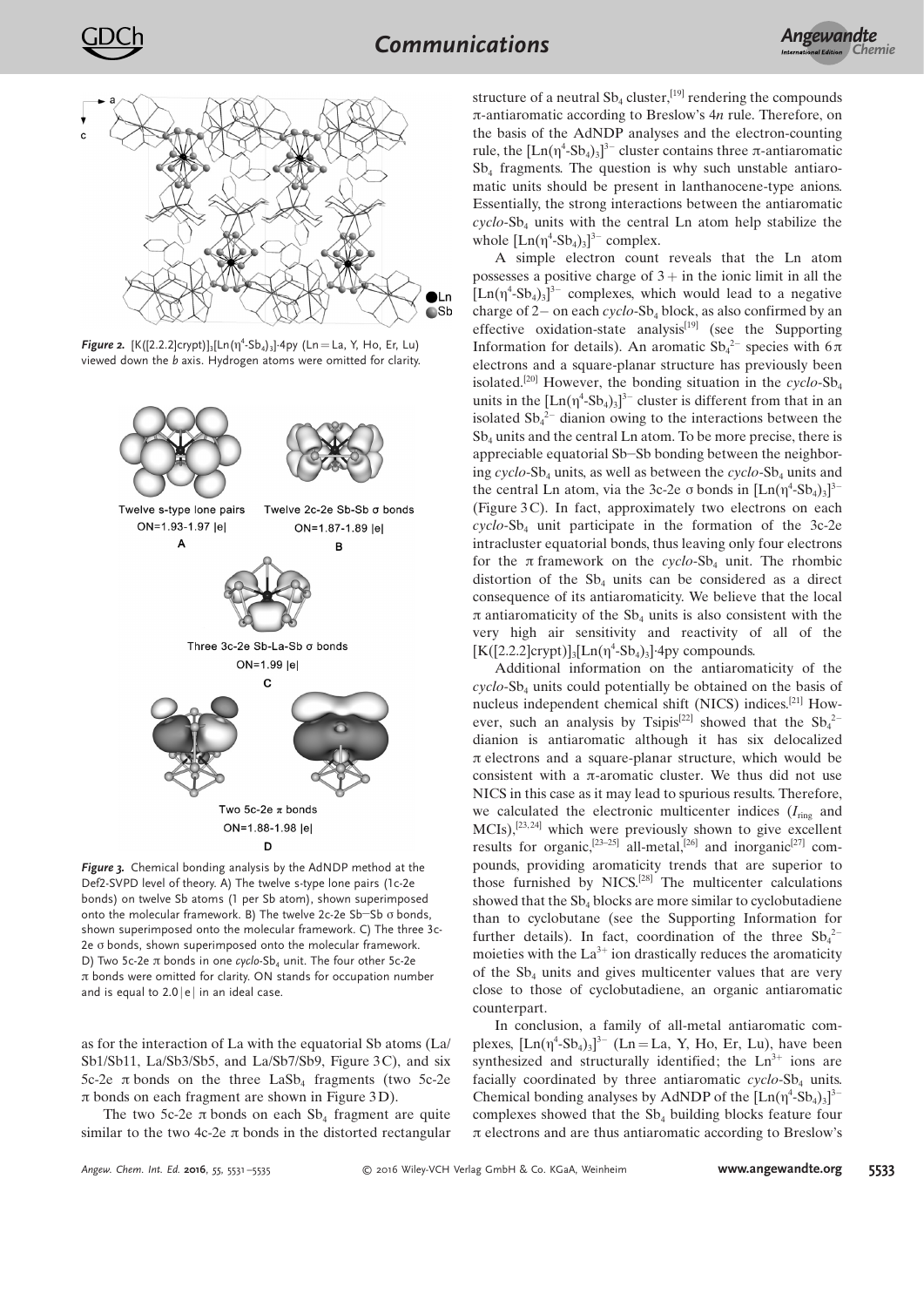**Figure 2.** $[K([2.2.2]crypt)]_3[Ln(\eta^4\text{-}Sb_4)_3]\cdot 4py$ (Ln = La, Y, Ho, Er, Lu) viewed down the *b* axis. Hydrogen atoms were omitted for clarity.

**Figure 3.** Chemical bonding analysis by the AdNDP method at the Def2-SVPD level of theory. A) The twelve s-type lone pairs (1c-2e bonds) on twelve Sb atoms (1 per Sb atom), shown superimposed onto the molecular framework. B) The twelve 2c-2e Sb–Sb σ bonds, shown superimposed onto the molecular framework. C) The three 3c-2e σ bonds, shown superimposed onto the molecular framework. D) Two 5c-2e π bonds in one *cyclo*-$Sb_4$ unit. The four other 5c-2e π bonds were omitted for clarity. ON stands for occupation number and is equal to 2.0|e| in an ideal case.

as for the interaction of La with the equatorial Sb atoms (La/Sb1/Sb11, La/Sb3/Sb5, and La/Sb7/Sb9, Figure 3C), and six 5c-2e π bonds on the three $LaSb_4$ fragments (two 5c-2e π bonds on each fragment are shown in Figure 3D).

The two 5c-2e π bonds on each $Sb_4$ fragment are quite similar to the two 4c-2e π bonds in the distorted rectangular structure of a neutral $Sb_4$ cluster,[19] rendering the compounds π-antiaromatic according to Breslow's 4*n* rule. Therefore, on the basis of the AdNDP analyses and the electron-counting rule, the $[Ln(\eta^4\text{-}Sb_4)_3]^{3-}$ cluster contains three π-antiaromatic $Sb_4$ fragments. The question is why such unstable antiaromatic units should be present in lanthanocene-type anions. Essentially, the strong interactions between the antiaromatic *cyclo*-$Sb_4$ units with the central Ln atom help stabilize the whole $[Ln(\eta^4\text{-}Sb_4)_3]^{3-}$ complex.

A simple electron count reveals that the Ln atom possesses a positive charge of 3+ in the ionic limit in all the $[Ln(\eta^4\text{-}Sb_4)_3]^{3-}$ complexes, which would lead to a negative charge of 2− on each *cyclo*-$Sb_4$ block, as also confirmed by an effective oxidation-state analysis[19] (see the Supporting Information for details). An aromatic $Sb_4^{2-}$ species with 6π electrons and a square-planar structure has previously been isolated.[20] However, the bonding situation in the *cyclo*-$Sb_4$ units in the $[Ln(\eta^4\text{-}Sb_4)_3]^{3-}$ cluster is different from that in an isolated $Sb_4^{2-}$ dianion owing to the interactions between the $Sb_4$ units and the central Ln atom. To be more precise, there is appreciable equatorial Sb–Sb bonding between the neighboring *cyclo*-$Sb_4$ units, as well as between the *cyclo*-$Sb_4$ units and the central Ln atom, via the 3c-2e σ bonds in $[Ln(\eta^4\text{-}Sb_4)_3]^{3-}$ (Figure 3C). In fact, approximately two electrons on each *cyclo*-$Sb_4$ unit participate in the formation of the 3c-2e intracluster equatorial bonds, thus leaving only four electrons for the π framework on the *cyclo*-$Sb_4$ unit. The rhombic distortion of the $Sb_4$ units can be considered as a direct consequence of its antiaromaticity. We believe that the local π antiaromaticity of the $Sb_4$ units is also consistent with the very high air sensitivity and reactivity of all of the $[K([2.2.2]crypt)]_3[Ln(\eta^4\text{-}Sb_4)_3]\cdot 4py$ compounds.

Additional information on the antiaromaticity of the *cyclo*-$Sb_4$ units could potentially be obtained on the basis of nucleus independent chemical shift (NICS) indices.[21] However, such an analysis by Tsipis[22] showed that the $Sb_4^{2-}$ dianion is antiaromatic although it has six delocalized π electrons and a square-planar structure, which would be consistent with a π-aromatic cluster. We thus did not use NICS in this case as it may lead to spurious results. Therefore, we calculated the electronic multicenter indices ($I_{ring}$ and MCIs),[23,24] which were previously shown to give excellent results for organic,[23–25] all-metal,[26] and inorganic[27] compounds, providing aromaticity trends that are superior to those furnished by NICS.[28] The multicenter calculations showed that the $Sb_4$ blocks are more similar to cyclobutadiene than to cyclobutane (see the Supporting Information for further details). In fact, coordination of the three $Sb_4^{2-}$ moieties with the $La^{3+}$ ion drastically reduces the aromaticity of the $Sb_4$ units and gives multicenter values that are very close to those of cyclobutadiene, an organic antiaromatic counterpart.

In conclusion, a family of all-metal antiaromatic complexes, $[Ln(\eta^4\text{-}Sb_4)_3]^{3-}$ (Ln = La, Y, Ho, Er, Lu), have been synthesized and structurally identified; the $Ln^{3+}$ ions are facially coordinated by three antiaromatic *cyclo*-$Sb_4$ units. Chemical bonding analyses by AdNDP of the $[Ln(\eta^4\text{-}Sb_4)_3]^{3-}$ complexes showed that the $Sb_4$ building blocks feature four π electrons and are thus antiaromatic according to Breslow's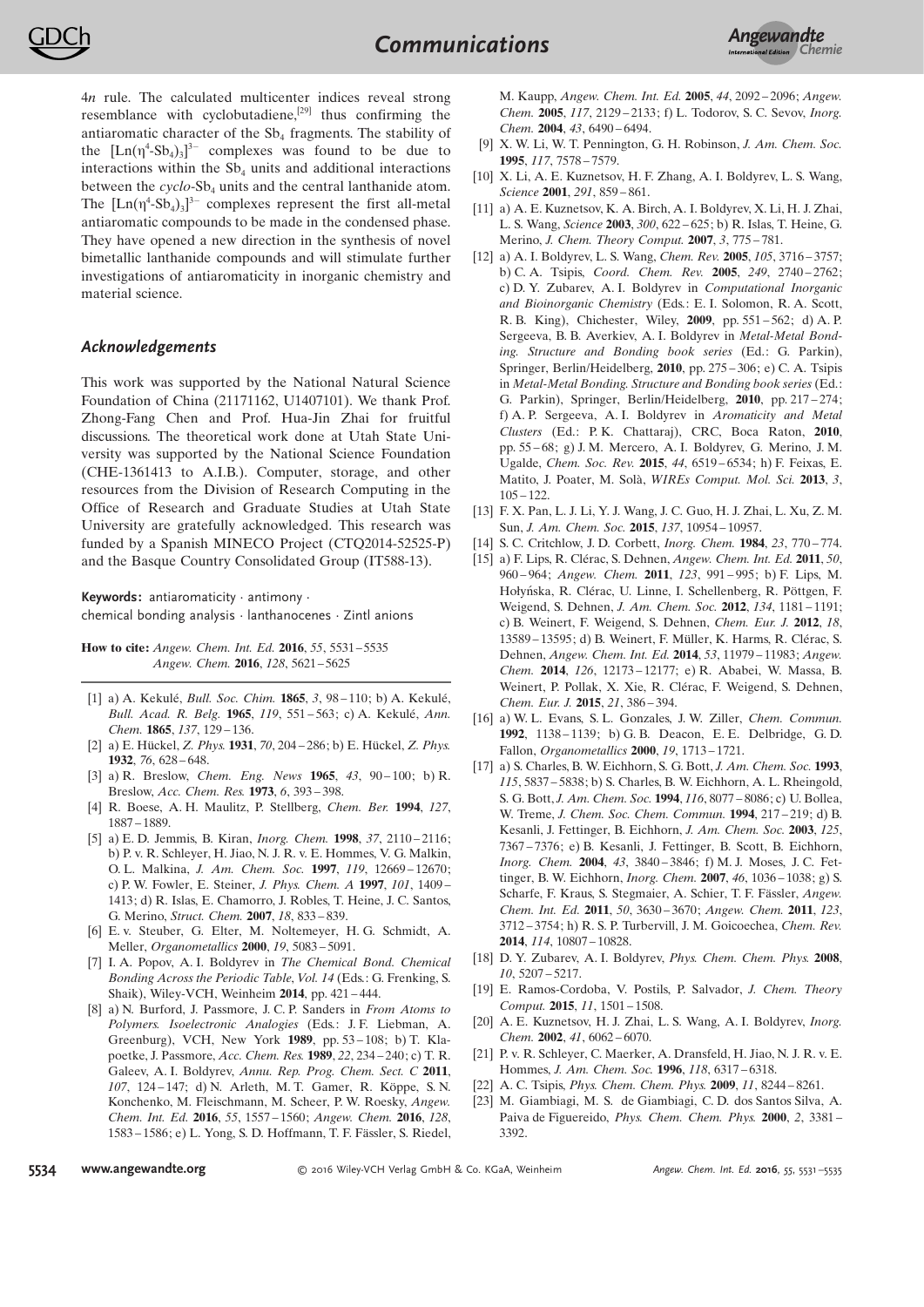4*n* rule. The calculated multicenter indices reveal strong resemblance with cyclobutadiene,[29] thus confirming the antiaromatic character of the $Sb_4$ fragments. The stability of the $[Ln(\eta^4\text{-}Sb_4)_3]^{3-}$ complexes was found to be due to interactions within the $Sb_4$ units and additional interactions between the *cyclo*-$Sb_4$ units and the central lanthanide atom. The $[Ln(\eta^4\text{-}Sb_4)_3]^{3-}$ complexes represent the first all-metal antiaromatic compounds to be made in the condensed phase. They have opened a new direction in the synthesis of novel bimetallic lanthanide compounds and will stimulate further investigations of antiaromaticity in inorganic chemistry and material science.

## Acknowledgements

This work was supported by the National Natural Science Foundation of China (21171162, U1407101). We thank Prof. Zhong-Fang Chen and Prof. Hua-Jin Zhai for fruitful discussions. The theoretical work done at Utah State University was supported by the National Science Foundation (CHE-1361413 to A.I.B.). Computer, storage, and other resources from the Division of Research Computing in the Office of Research and Graduate Studies at Utah State University are gratefully acknowledged. This research was funded by a Spanish MINECO Project (CTQ2014-52525-P) and the Basque Country Consolidated Group (IT588-13).

**Keywords:** antiaromaticity · antimony · chemical bonding analysis · lanthanocenes · Zintl anions

**How to cite:** *Angew. Chem. Int. Ed.* **2016**, *55*, 5531–5535 *Angew. Chem.* **2016**, *128*, 5621–5625

---

[1] a) A. Kekulé, *Bull. Soc. Chim.* **1865**, *3*, 98–110; b) A. Kekulé, *Bull. Acad. R. Belg.* **1865**, *119*, 551–563; c) A. Kekulé, *Ann. Chem.* **1865**, *137*, 129–136.
[2] a) E. Hückel, *Z. Phys.* **1931**, *70*, 204–286; b) E. Hückel, *Z. Phys.* **1932**, *76*, 628–648.
[3] a) R. Breslow, *Chem. Eng. News* **1965**, *43*, 90–100; b) R. Breslow, *Acc. Chem. Res.* **1973**, *6*, 393–398.
[4] R. Boese, A. H. Maulitz, P. Stellberg, *Chem. Ber.* **1994**, *127*, 1887–1889.
[5] a) E. D. Jemmis, B. Kiran, *Inorg. Chem.* **1998**, *37*, 2110–2116; b) P. v. R. Schleyer, H. Jiao, N. J. R. v. E. Hommes, V. G. Malkin, O. L. Malkina, *J. Am. Chem. Soc.* **1997**, *119*, 12669–12670; c) P. W. Fowler, E. Steiner, *J. Phys. Chem. A* **1997**, *101*, 1409–1413; d) R. Islas, E. Chamorro, J. Robles, T. Heine, J. C. Santos, G. Merino, *Struct. Chem.* **2007**, *18*, 833–839.
[6] E. v. Steuber, G. Elter, M. Noltemeyer, H. G. Schmidt, A. Meller, *Organometallics* **2000**, *19*, 5083–5091.
[7] I. A. Popov, A. I. Boldyrev in *The Chemical Bond. Chemical Bonding Across the Periodic Table*, *Vol. 14* (Eds.: G. Frenking, S. Shaik), Wiley-VCH, Weinheim **2014**, pp. 421–444.
[8] a) N. Burford, J. Passmore, J. C. P. Sanders in *From Atoms to Polymers. Isoelectronic Analogies* (Eds.: J. F. Liebman, A. Greenburg), VCH, New York **1989**, pp. 53–108; b) T. Klapoetke, J. Passmore, *Acc. Chem. Res.* **1989**, *22*, 234–240; c) T. R. Galeev, A. I. Boldyrev, *Annu. Rep. Prog. Chem. Sect. C* **2011**, *107*, 124–147; d) N. Arleth, M. T. Gamer, R. Köppe, S. N. Konchenko, M. Fleischmann, M. Scheer, P. W. Roesky, *Angew. Chem. Int. Ed.* **2016**, *55*, 1557–1560; *Angew. Chem.* **2016**, *128*, 1583–1586; e) L. Yong, S. D. Hoffmann, T. F. Fässler, S. Riedel, M. Kaupp, *Angew. Chem. Int. Ed.* **2005**, *44*, 2092–2096; *Angew. Chem.* **2005**, *117*, 2129–2133; f) L. Todorov, S. C. Sevov, *Inorg. Chem.* **2004**, *43*, 6490–6494.
[9] X. W. Li, W. T. Pennington, G. H. Robinson, *J. Am. Chem. Soc.* **1995**, *117*, 7578–7579.
[10] X. Li, A. E. Kuznetsov, H. F. Zhang, A. I. Boldyrev, L. S. Wang, *Science* **2001**, *291*, 859–861.
[11] a) A. E. Kuznetsov, K. A. Birch, A. I. Boldyrev, X. Li, H. J. Zhai, L. S. Wang, *Science* **2003**, *300*, 622–625; b) R. Islas, T. Heine, G. Merino, *J. Chem. Theory Comput.* **2007**, *3*, 775–781.
[12] a) A. I. Boldyrev, L. S. Wang, *Chem. Rev.* **2005**, *105*, 3716–3757; b) C. A. Tsipis, *Coord. Chem. Rev.* **2005**, *249*, 2740–2762; c) D. Y. Zubarev, A. I. Boldyrev in *Computational Inorganic and Bioinorganic Chemistry* (Eds.: E. I. Solomon, R. A. Scott, R. B. King), Chichester, Wiley, **2009**, pp. 551–562; d) A. P. Sergeeva, B. B. Averkiev, A. I. Boldyrev in *Metal-Metal Bonding. Structure and Bonding book series* (Ed.: G. Parkin), Springer, Berlin/Heidelberg, **2010**, pp. 275–306; e) C. A. Tsipis in *Metal-Metal Bonding. Structure and Bonding book series* (Ed.: G. Parkin), Springer, Berlin/Heidelberg, **2010**, pp. 217–274; f) A. P. Sergeeva, A. I. Boldyrev in *Aromaticity and Metal Clusters* (Ed.: P. K. Chattaraj), CRC, Boca Raton, **2010**, pp. 55–68; g) J. M. Mercero, A. I. Boldyrev, G. Merino, J. M. Ugalde, *Chem. Soc. Rev.* **2015**, *44*, 6519–6534; h) F. Feixas, E. Matito, J. Poater, M. Solà, *WIREs Comput. Mol. Sci.* **2013**, *3*, 105–122.
[13] F. X. Pan, L. J. Li, Y. J. Wang, J. C. Guo, H. J. Zhai, L. Xu, Z. M. Sun, *J. Am. Chem. Soc.* **2015**, *137*, 10954–10957.
[14] S. C. Critchlow, J. D. Corbett, *Inorg. Chem.* **1984**, *23*, 770–774.
[15] a) F. Lips, R. Clérac, S. Dehnen, *Angew. Chem. Int. Ed.* **2011**, *50*, 960–964; *Angew. Chem.* **2011**, *123*, 991–995; b) F. Lips, M. Hołyńska, R. Clérac, U. Linne, I. Schellenberg, R. Pöttgen, F. Weigend, S. Dehnen, *J. Am. Chem. Soc.* **2012**, *134*, 1181–1191; c) B. Weinert, F. Weigend, S. Dehnen, *Chem. Eur. J.* **2012**, *18*, 13589–13595; d) B. Weinert, F. Müller, K. Harms, R. Clérac, S. Dehnen, *Angew. Chem. Int. Ed.* **2014**, *53*, 11979–11983; *Angew. Chem.* **2014**, *126*, 12173–12177; e) R. Ababei, W. Massa, B. Weinert, P. Pollak, X. Xie, R. Clérac, F. Weigend, S. Dehnen, *Chem. Eur. J.* **2015**, *21*, 386–394.
[16] a) W. L. Evans, S. L. Gonzales, J. W. Ziller, *Chem. Commun.* **1992**, 1138–1139; b) G. B. Deacon, E. E. Delbridge, G. D. Fallon, *Organometallics* **2000**, *19*, 1713–1721.
[17] a) S. Charles, B. W. Eichhorn, S. G. Bott, *J. Am. Chem. Soc.* **1993**, *115*, 5837–5838; b) S. Charles, B. W. Eichhorn, A. L. Rheingold, S. G. Bott, *J. Am. Chem. Soc.* **1994**, *116*, 8077–8086; c) U. Bollea, W. Treme, *J. Chem. Soc. Chem. Commun.* **1994**, 217–219; d) B. Kesanli, J. Fettinger, B. Eichhorn, *J. Am. Chem. Soc.* **2003**, *125*, 7367–7376; e) B. Kesanli, J. Fettinger, B. Scott, B. Eichhorn, *Inorg. Chem.* **2004**, *43*, 3840–3846; f) M. J. Moses, J. C. Fettinger, B. W. Eichhorn, *Inorg. Chem.* **2007**, *46*, 1036–1038; g) S. Scharfe, F. Kraus, S. Stegmaier, A. Schier, T. F. Fässler, *Angew. Chem. Int. Ed.* **2011**, *50*, 3630–3670; *Angew. Chem.* **2011**, *123*, 3712–3754; h) R. S. P. Turbervill, J. M. Goicoechea, *Chem. Rev.* **2014**, *114*, 10807–10828.
[18] D. Y. Zubarev, A. I. Boldyrev, *Phys. Chem. Chem. Phys.* **2008**, *10*, 5207–5217.
[19] E. Ramos-Cordoba, V. Postils, P. Salvador, *J. Chem. Theory Comput.* **2015**, *11*, 1501–1508.
[20] A. E. Kuznetsov, H. J. Zhai, L. S. Wang, A. I. Boldyrev, *Inorg. Chem.* **2002**, *41*, 6062–6070.
[21] P. v. R. Schleyer, C. Maerker, A. Dransfeld, H. Jiao, N. J. R. v. E. Hommes, *J. Am. Chem. Soc.* **1996**, *118*, 6317–6318.
[22] A. C. Tsipis, *Phys. Chem. Chem. Phys.* **2009**, *11*, 8244–8261.
[23] M. Giambiagi, M. S. de Giambiagi, C. D. dos Santos Silva, A. Paiva de Figuereido, *Phys. Chem. Chem. Phys.* **2000**, *2*, 3381–3392.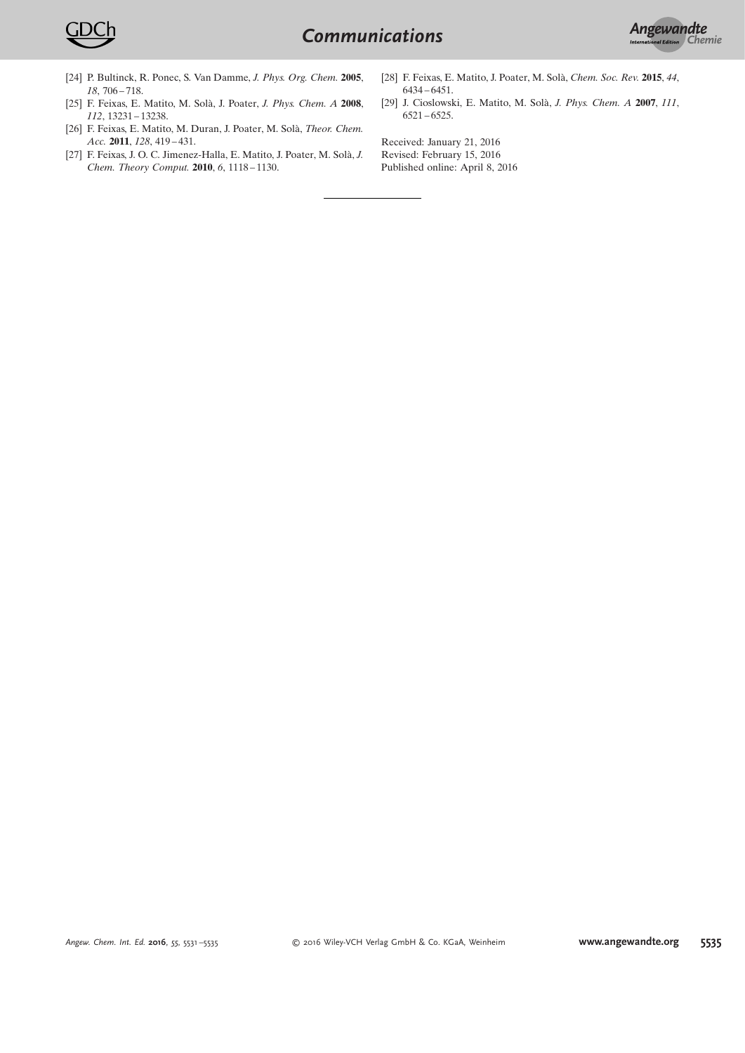[24] P. Bultinck, R. Ponec, S. Van Damme, *J. Phys. Org. Chem.* **2005**, *18*, 706 – 718.

[25] F. Feixas, E. Matito, M. Solà, J. Poater, *J. Phys. Chem. A* **2008**, *112*, 13231 – 13238.

[26] F. Feixas, E. Matito, M. Duran, J. Poater, M. Solà, *Theor. Chem. Acc.* **2011**, *128*, 419 – 431.

[27] F. Feixas, J. O. C. Jimenez-Halla, E. Matito, J. Poater, M. Solà, *J. Chem. Theory Comput.* **2010**, *6*, 1118 – 1130.

[28] F. Feixas, E. Matito, J. Poater, M. Solà, *Chem. Soc. Rev.* **2015**, *44*, 6434 – 6451.

[29] J. Cioslowski, E. Matito, M. Solà, *J. Phys. Chem. A* **2007**, *111*, 6521 – 6525.

Received: January 21, 2016
Revised: February 15, 2016
Published online: April 8, 2016